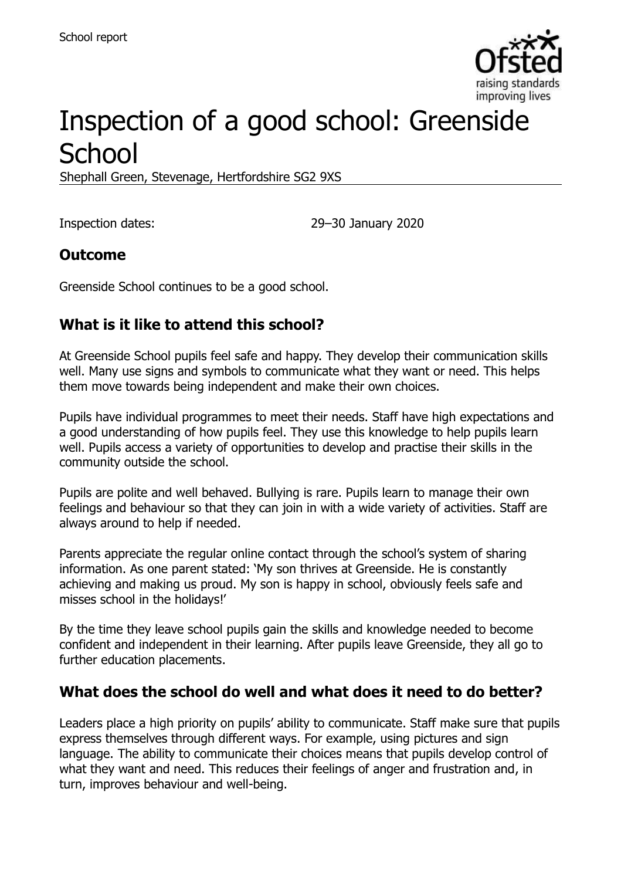# Inspection of a good school: Greenside School

Shephall Green, Stevenage, Hertfordshire SG2 9XS

Inspection dates: 29–30 January 2020

## Outcome

Greenside School continues to be a good school.

## What is it like to attend this school?

At Greenside School pupils feel safe and happy. They develop their communication skills well. Many use signs and symbols to communicate what they want or need. This helps them move towards being independent and make their own choices.

Pupils have individual programmes to meet their needs. Staff have high expectations and a good understanding of how pupils feel. They use this knowledge to help pupils learn well. Pupils access a variety of opportunities to develop and practise their skills in the community outside the school.

Pupils are polite and well behaved. Bullying is rare. Pupils learn to manage their own feelings and behaviour so that they can join in with a wide variety of activities. Staff are always around to help if needed.

Parents appreciate the regular online contact through the school's system of sharing information. As one parent stated: 'My son thrives at Greenside. He is constantly achieving and making us proud. My son is happy in school, obviously feels safe and misses school in the holidays!'

By the time they leave school pupils gain the skills and knowledge needed to become confident and independent in their learning. After pupils leave Greenside, they all go to further education placements.

## What does the school do well and what does it need to do better?

Leaders place a high priority on pupils' ability to communicate. Staff make sure that pupils express themselves through different ways. For example, using pictures and sign language. The ability to communicate their choices means that pupils develop control of what they want and need. This reduces their feelings of anger and frustration and, in turn, improves behaviour and well-being.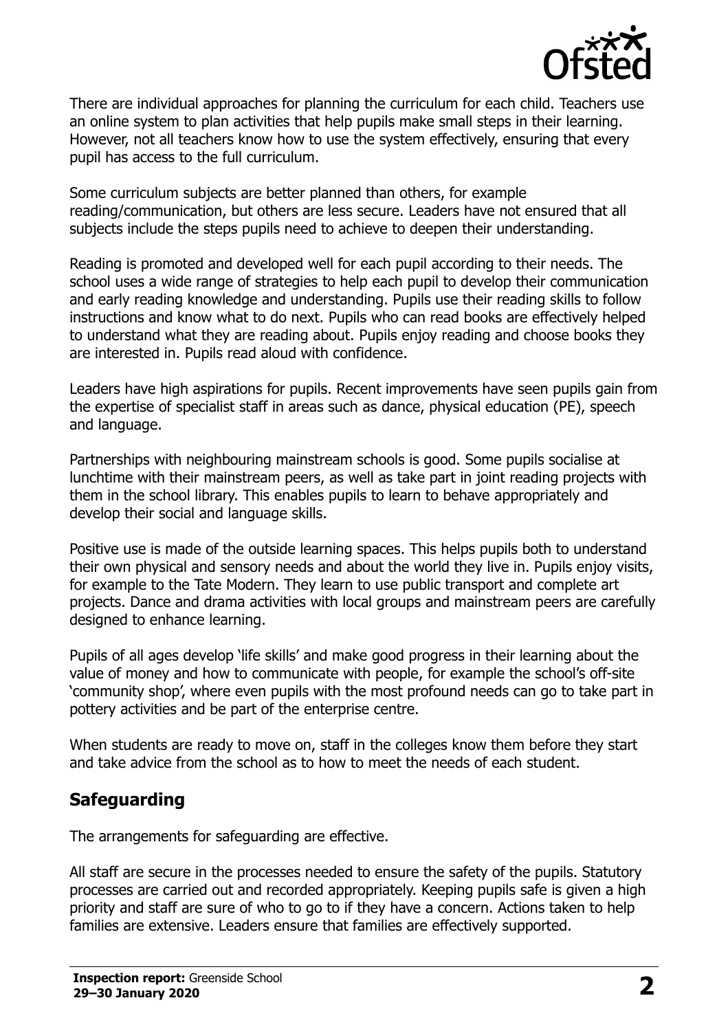There are individual approaches for planning the curriculum for each child. Teachers use an online system to plan activities that help pupils make small steps in their learning. However, not all teachers know how to use the system effectively, ensuring that every pupil has access to the full curriculum.

Some curriculum subjects are better planned than others, for example reading/communication, but others are less secure. Leaders have not ensured that all subjects include the steps pupils need to achieve to deepen their understanding.

Reading is promoted and developed well for each pupil according to their needs. The school uses a wide range of strategies to help each pupil to develop their communication and early reading knowledge and understanding. Pupils use their reading skills to follow instructions and know what to do next. Pupils who can read books are effectively helped to understand what they are reading about. Pupils enjoy reading and choose books they are interested in. Pupils read aloud with confidence.

Leaders have high aspirations for pupils. Recent improvements have seen pupils gain from the expertise of specialist staff in areas such as dance, physical education (PE), speech and language.

Partnerships with neighbouring mainstream schools is good. Some pupils socialise at lunchtime with their mainstream peers, as well as take part in joint reading projects with them in the school library. This enables pupils to learn to behave appropriately and develop their social and language skills.

Positive use is made of the outside learning spaces. This helps pupils both to understand their own physical and sensory needs and about the world they live in. Pupils enjoy visits, for example to the Tate Modern. They learn to use public transport and complete art projects. Dance and drama activities with local groups and mainstream peers are carefully designed to enhance learning.

Pupils of all ages develop 'life skills' and make good progress in their learning about the value of money and how to communicate with people, for example the school's off-site 'community shop', where even pupils with the most profound needs can go to take part in pottery activities and be part of the enterprise centre.

When students are ready to move on, staff in the colleges know them before they start and take advice from the school as to how to meet the needs of each student.

## Safeguarding

The arrangements for safeguarding are effective.

All staff are secure in the processes needed to ensure the safety of the pupils. Statutory processes are carried out and recorded appropriately. Keeping pupils safe is given a high priority and staff are sure of who to go to if they have a concern. Actions taken to help families are extensive. Leaders ensure that families are effectively supported.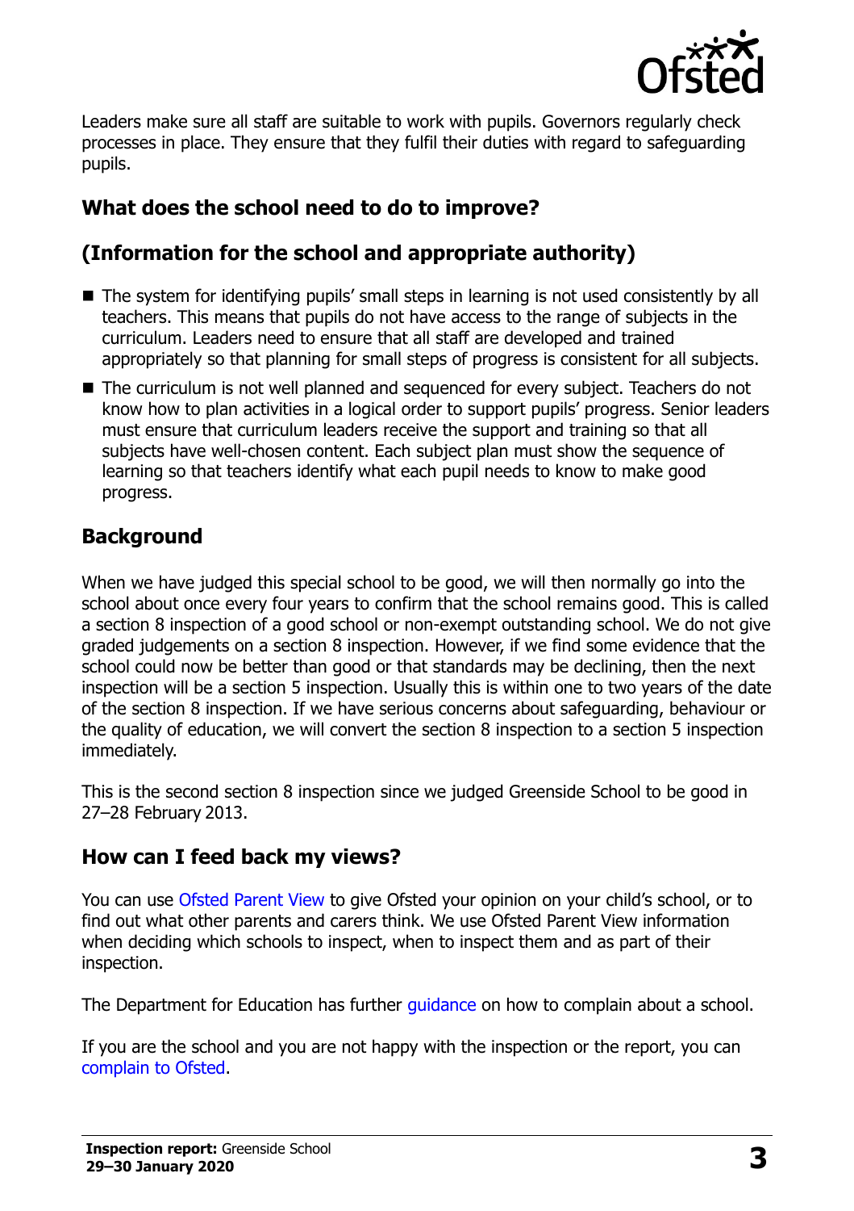Leaders make sure all staff are suitable to work with pupils. Governors regularly check processes in place. They ensure that they fulfil their duties with regard to safeguarding pupils.

## What does the school need to do to improve?

## (Information for the school and appropriate authority)

- The system for identifying pupils' small steps in learning is not used consistently by all teachers. This means that pupils do not have access to the range of subjects in the curriculum. Leaders need to ensure that all staff are developed and trained appropriately so that planning for small steps of progress is consistent for all subjects.
- The curriculum is not well planned and sequenced for every subject. Teachers do not know how to plan activities in a logical order to support pupils' progress. Senior leaders must ensure that curriculum leaders receive the support and training so that all subjects have well-chosen content. Each subject plan must show the sequence of learning so that teachers identify what each pupil needs to know to make good progress.

## Background

When we have judged this special school to be good, we will then normally go into the school about once every four years to confirm that the school remains good. This is called a section 8 inspection of a good school or non-exempt outstanding school. We do not give graded judgements on a section 8 inspection. However, if we find some evidence that the school could now be better than good or that standards may be declining, then the next inspection will be a section 5 inspection. Usually this is within one to two years of the date of the section 8 inspection. If we have serious concerns about safeguarding, behaviour or the quality of education, we will convert the section 8 inspection to a section 5 inspection immediately.

This is the second section 8 inspection since we judged Greenside School to be good in 27–28 February 2013.

## How can I feed back my views?

You can use Ofsted Parent View to give Ofsted your opinion on your child's school, or to find out what other parents and carers think. We use Ofsted Parent View information when deciding which schools to inspect, when to inspect them and as part of their inspection.

The Department for Education has further guidance on how to complain about a school.

If you are the school and you are not happy with the inspection or the report, you can complain to Ofsted.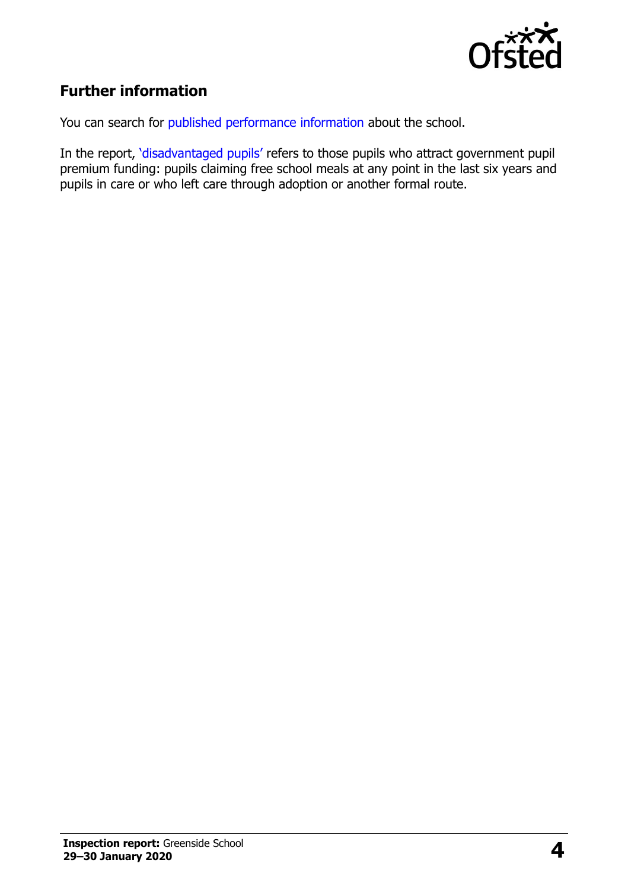## Further information

You can search for published performance information about the school.

In the report, 'disadvantaged pupils' refers to those pupils who attract government pupil premium funding: pupils claiming free school meals at any point in the last six years and pupils in care or who left care through adoption or another formal route.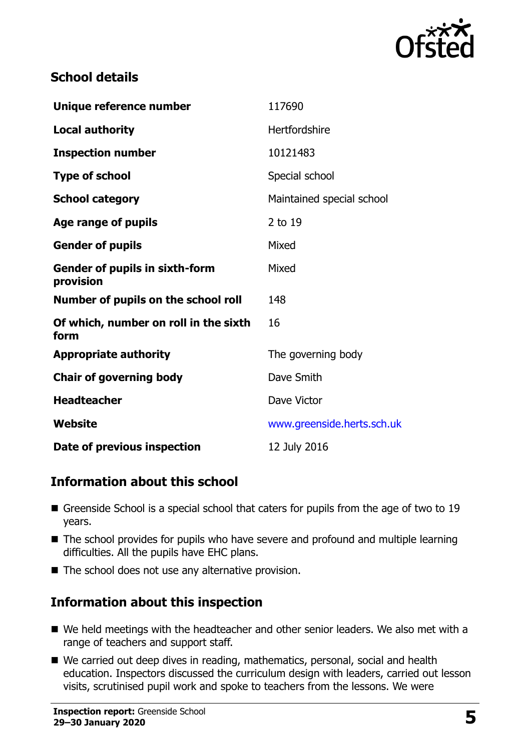## School details

| | |
|---|---|
| **Unique reference number** | 117690 |
| **Local authority** | Hertfordshire |
| **Inspection number** | 10121483 |
| **Type of school** | Special school |
| **School category** | Maintained special school |
| **Age range of pupils** | 2 to 19 |
| **Gender of pupils** | Mixed |
| **Gender of pupils in sixth-form provision** | Mixed |
| **Number of pupils on the school roll** | 148 |
| **Of which, number on roll in the sixth form** | 16 |
| **Appropriate authority** | The governing body |
| **Chair of governing body** | Dave Smith |
| **Headteacher** | Dave Victor |
| **Website** | www.greenside.herts.sch.uk |
| **Date of previous inspection** | 12 July 2016 |

## Information about this school

- Greenside School is a special school that caters for pupils from the age of two to 19 years.
- The school provides for pupils who have severe and profound and multiple learning difficulties. All the pupils have EHC plans.
- The school does not use any alternative provision.

## Information about this inspection

- We held meetings with the headteacher and other senior leaders. We also met with a range of teachers and support staff.
- We carried out deep dives in reading, mathematics, personal, social and health education. Inspectors discussed the curriculum design with leaders, carried out lesson visits, scrutinised pupil work and spoke to teachers from the lessons. We were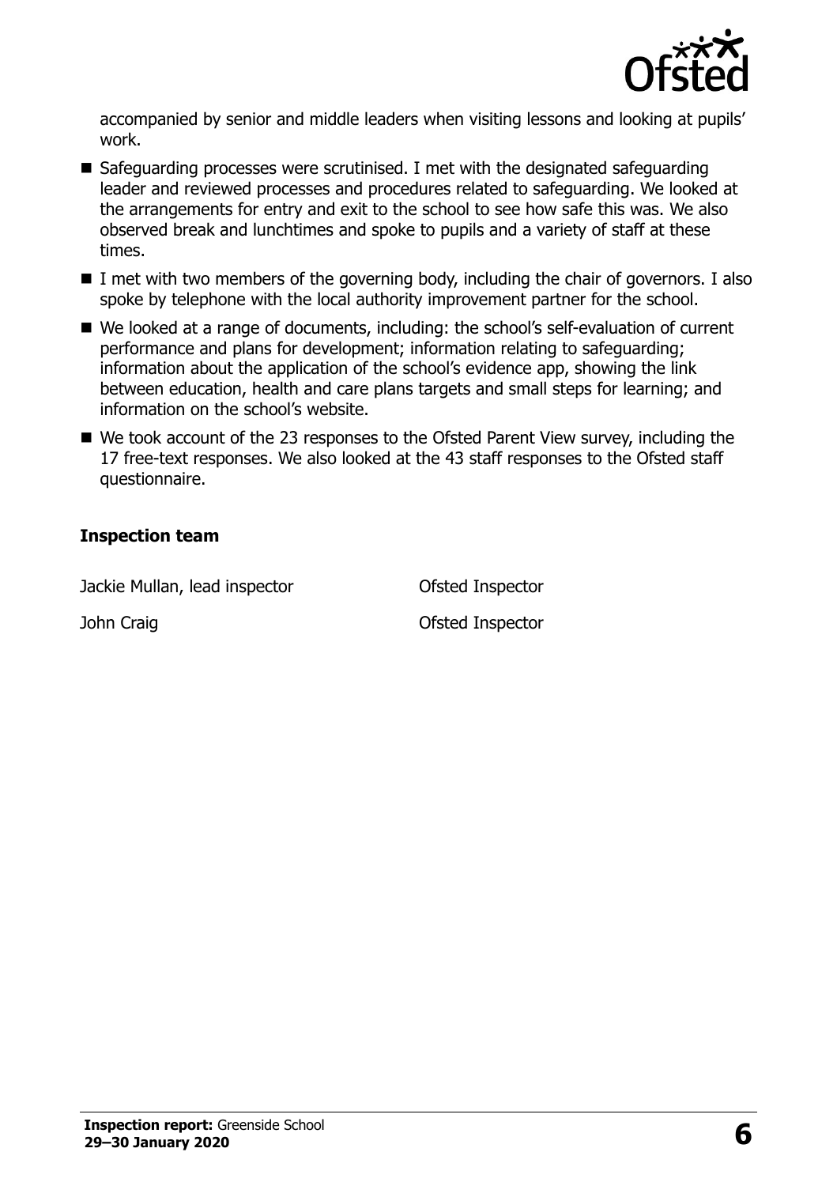accompanied by senior and middle leaders when visiting lessons and looking at pupils' work.

- Safeguarding processes were scrutinised. I met with the designated safeguarding leader and reviewed processes and procedures related to safeguarding. We looked at the arrangements for entry and exit to the school to see how safe this was. We also observed break and lunchtimes and spoke to pupils and a variety of staff at these times.
- I met with two members of the governing body, including the chair of governors. I also spoke by telephone with the local authority improvement partner for the school.
- We looked at a range of documents, including: the school's self-evaluation of current performance and plans for development; information relating to safeguarding; information about the application of the school's evidence app, showing the link between education, health and care plans targets and small steps for learning; and information on the school's website.
- We took account of the 23 responses to the Ofsted Parent View survey, including the 17 free-text responses. We also looked at the 43 staff responses to the Ofsted staff questionnaire.

### Inspection team

| | |
|---|---|
| Jackie Mullan, lead inspector | Ofsted Inspector |
| John Craig | Ofsted Inspector |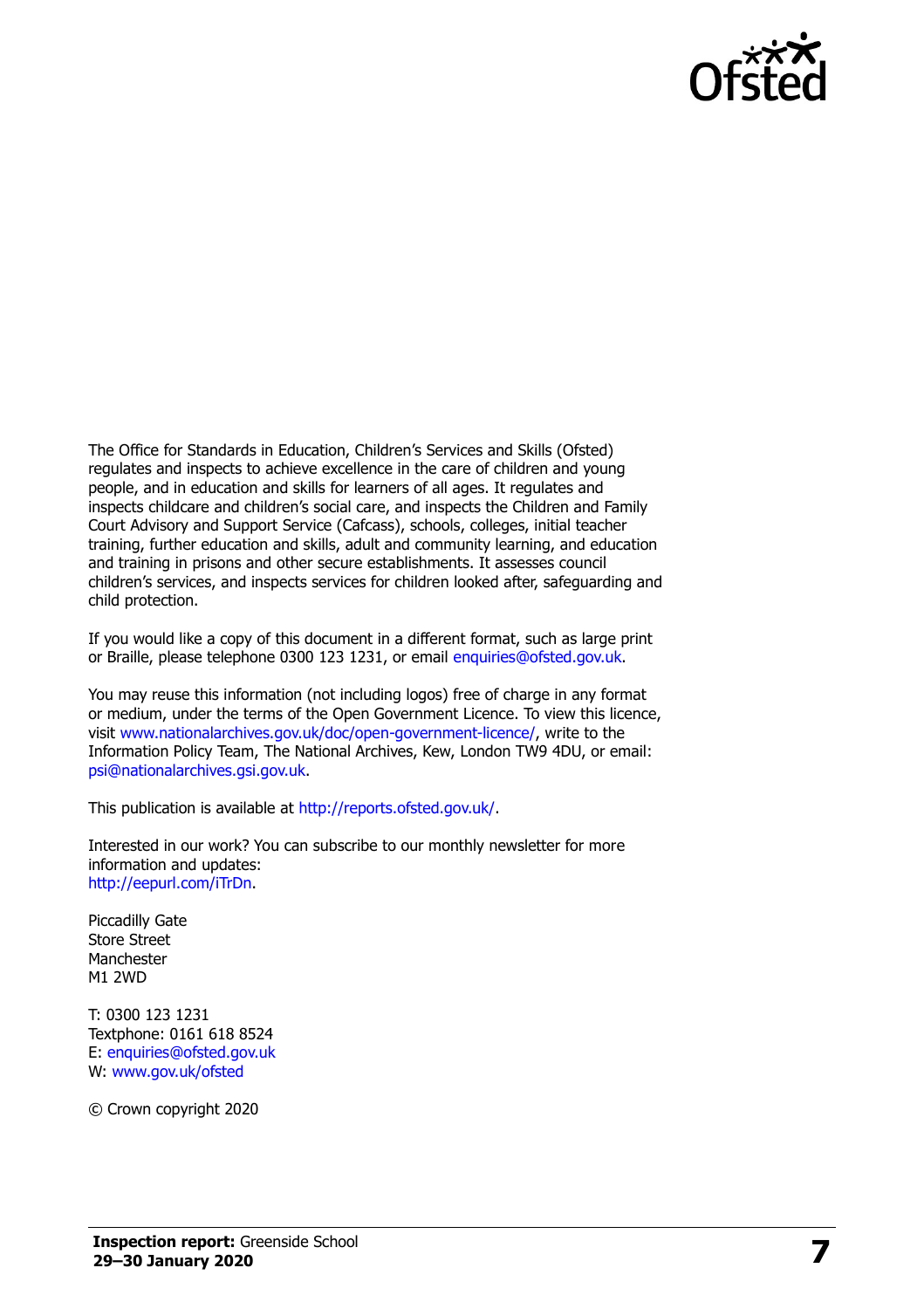The Office for Standards in Education, Children's Services and Skills (Ofsted) regulates and inspects to achieve excellence in the care of children and young people, and in education and skills for learners of all ages. It regulates and inspects childcare and children's social care, and inspects the Children and Family Court Advisory and Support Service (Cafcass), schools, colleges, initial teacher training, further education and skills, adult and community learning, and education and training in prisons and other secure establishments. It assesses council children's services, and inspects services for children looked after, safeguarding and child protection.

If you would like a copy of this document in a different format, such as large print or Braille, please telephone 0300 123 1231, or email enquiries@ofsted.gov.uk.

You may reuse this information (not including logos) free of charge in any format or medium, under the terms of the Open Government Licence. To view this licence, visit www.nationalarchives.gov.uk/doc/open-government-licence/, write to the Information Policy Team, The National Archives, Kew, London TW9 4DU, or email: psi@nationalarchives.gsi.gov.uk.

This publication is available at http://reports.ofsted.gov.uk/.

Interested in our work? You can subscribe to our monthly newsletter for more information and updates:
http://eepurl.com/iTrDn.

Piccadilly Gate
Store Street
Manchester
M1 2WD

T: 0300 123 1231
Textphone: 0161 618 8524
E: enquiries@ofsted.gov.uk
W: www.gov.uk/ofsted

© Crown copyright 2020